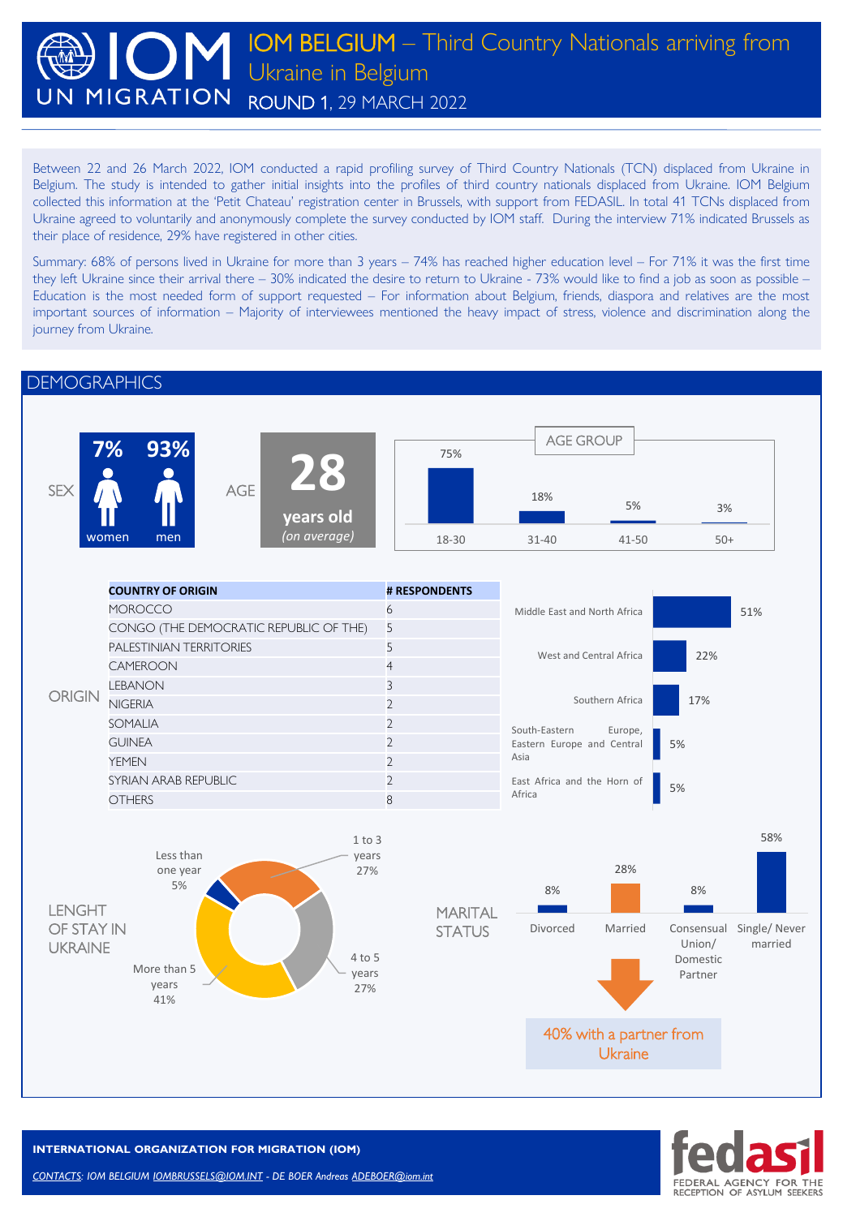# IOM BELGIUM – Third Country Nationals arriving from Ukraine in Belgium

**ROUND 1**, 29 MARCH 2022

Between 22 and 26 March 2022, IOM conducted a rapid profiling survey of Third Country Nationals (TCN) displaced from Ukraine in Belgium. The study is intended to gather initial insights into the profiles of third country nationals displaced from Ukraine. IOM Belgium collected this information at the 'Petit Chateau' registration center in Brussels, with support from FEDASIL. In total 41 TCNs displaced from Ukraine agreed to voluntarily and anonymously complete the survey conducted by IOM staff. During the interview 71% indicated Brussels as their place of residence, 29% have registered in other cities.

Summary: 68% of persons lived in Ukraine for more than 3 years – 74% has reached higher education level – For 71% it was the first time they left Ukraine since their arrival there – 30% indicated the desire to return to Ukraine - 73% would like to find a job as soon as possible – Education is the most needed form of support requested – For information about Belgium, friends, diaspora and relatives are the most important sources of information – Majority of interviewees mentioned the heavy impact of stress, violence and discrimination along the journey from Ukraine.

## DEMOGRAPHICS

**SEX**

- 7% women
- 93% men

**AGE**

**28** years old *(on average)*

**AGE GROUP**

| 18-30 | 31-40 | 41-50 | 50+ |
|---|---|---|---|
| 75% | 18% | 5% | 3% |

**ORIGIN**

| COUNTRY OF ORIGIN | # RESPONDENTS |
|---|---|
| MOROCCO | 6 |
| CONGO (THE DEMOCRATIC REPUBLIC OF THE) | 5 |
| PALESTINIAN TERRITORIES | 5 |
| CAMEROON | 4 |
| LEBANON | 3 |
| NIGERIA | 2 |
| SOMALIA | 2 |
| GUINEA | 2 |
| YEMEN | 2 |
| SYRIAN ARAB REPUBLIC | 2 |
| OTHERS | 8 |

| Region | % |
|---|---|
| Middle East and North Africa | 51% |
| West and Central Africa | 22% |
| Southern Africa | 17% |
| South-Eastern Europe, Eastern Europe and Central Asia | 5% |
| East Africa and the Horn of Africa | 5% |

**LENGHT OF STAY IN UKRAINE**

| Length of stay | % |
|---|---|
| Less than one year | 5% |
| 1 to 3 years | 27% |
| 4 to 5 years | 27% |
| More than 5 years | 41% |

**MARITAL STATUS**

| Divorced | Married | Consensual Union/ Domestic Partner | Single/ Never married |
|---|---|---|---|
| 8% | 28% | 8% | 58% |

40% with a partner from Ukraine

**INTERNATIONAL ORGANIZATION FOR MIGRATION (IOM)**

*CONTACTS: IOM BELGIUM IOMBRUSSELS@IOM.INT - DE BOER Andreas ADEBOER@iom.int*

fedasil – FEDERAL AGENCY FOR THE RECEPTION OF ASYLUM SEEKERS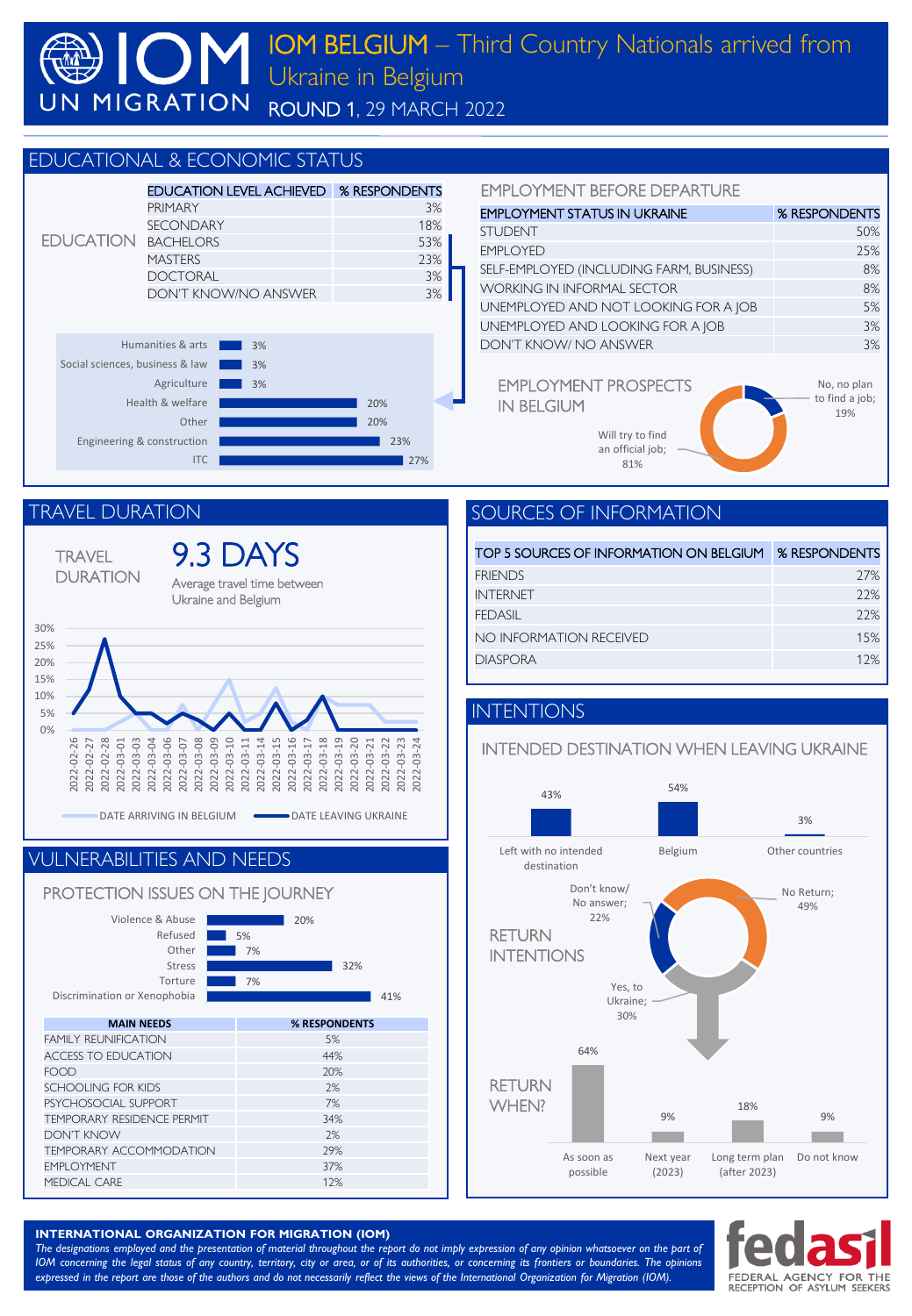# IOM BELGIUM – Third Country Nationals arrived from Ukraine in Belgium

ROUND 1, 29 MARCH 2022

## EDUCATIONAL & ECONOMIC STATUS

### EDUCATION

| EDUCATION LEVEL ACHIEVED | % RESPONDENTS |
|---|---|
| PRIMARY | 3% |
| SECONDARY | 18% |
| BACHELORS | 53% |
| MASTERS | 23% |
| DOCTORAL | 3% |
| DON'T KNOW/NO ANSWER | 3% |

Humanities & arts 3%
Social sciences, business & law 3%
Agriculture 3%
Health & welfare 20%
Other 20%
Engineering & construction 23%
ITC 27%

### EMPLOYMENT BEFORE DEPARTURE

| EMPLOYMENT STATUS IN UKRAINE | % RESPONDENTS |
|---|---|
| STUDENT | 50% |
| EMPLOYED | 25% |
| SELF-EMPLOYED (INCLUDING FARM, BUSINESS) | 8% |
| WORKING IN INFORMAL SECTOR | 8% |
| UNEMPLOYED AND NOT LOOKING FOR A JOB | 5% |
| UNEMPLOYED AND LOOKING FOR A JOB | 3% |
| DON'T KNOW/ NO ANSWER | 3% |

### EMPLOYMENT PROSPECTS IN BELGIUM

No, no plan to find a job; 19%
Will try to find an official job; 81%

## TRAVEL DURATION

TRAVEL DURATION **9.3 DAYS**
Average travel time between Ukraine and Belgium

30% 25% 20% 15% 10% 5% 0%
2022-02-26 2022-02-27 2022-02-28 2022-03-01 2022-03-03 2022-03-04 2022-03-06 2022-03-07 2022-03-08 2022-03-09 2022-03-10 2022-03-11 2022-03-14 2022-03-15 2022-03-16 2022-03-17 2022-03-18 2022-03-19 2022-03-20 2022-03-21 2022-03-22 2022-03-23 2022-03-24
DATE ARRIVING IN BELGIUM — DATE LEAVING UKRAINE

## SOURCES OF INFORMATION

| TOP 5 SOURCES OF INFORMATION ON BELGIUM | % RESPONDENTS |
|---|---|
| FRIENDS | 27% |
| INTERNET | 22% |
| FEDASIL | 22% |
| NO INFORMATION RECEIVED | 15% |
| DIASPORA | 12% |

## VULNERABILITIES AND NEEDS

### PROTECTION ISSUES ON THE JOURNEY

Violence & Abuse 20%
Refused 5%
Other 7%
Stress 32%
Torture 7%
Discrimination or Xenophobia 41%

| MAIN NEEDS | % RESPONDENTS |
|---|---|
| FAMILY REUNIFICATION | 5% |
| ACCESS TO EDUCATION | 44% |
| FOOD | 20% |
| SCHOOLING FOR KIDS | 2% |
| PSYCHOSOCIAL SUPPORT | 7% |
| TEMPORARY RESIDENCE PERMIT | 34% |
| DON'T KNOW | 2% |
| TEMPORARY ACCOMMODATION | 29% |
| EMPLOYMENT | 37% |
| MEDICAL CARE | 12% |

## INTENTIONS

### INTENDED DESTINATION WHEN LEAVING UKRAINE

Left with no intended destination 43%
Belgium 54%
Other countries 3%

### RETURN INTENTIONS

No Return; 49%
Don't know/ No answer; 22%
Yes, to Ukraine; 30%

### RETURN WHEN?

As soon as possible 64%
Next year (2023) 9%
Long term plan (after 2023) 18%
Do not know 9%

**INTERNATIONAL ORGANIZATION FOR MIGRATION (IOM)**

*The designations employed and the presentation of material throughout the report do not imply expression of any opinion whatsoever on the part of IOM concerning the legal status of any country, territory, city or area, or of its authorities, or concerning its frontiers or boundaries. The opinions expressed in the report are those of the authors and do not necessarily reflect the views of the International Organization for Migration (IOM).*

fedasil — FEDERAL AGENCY FOR THE RECEPTION OF ASYLUM SEEKERS